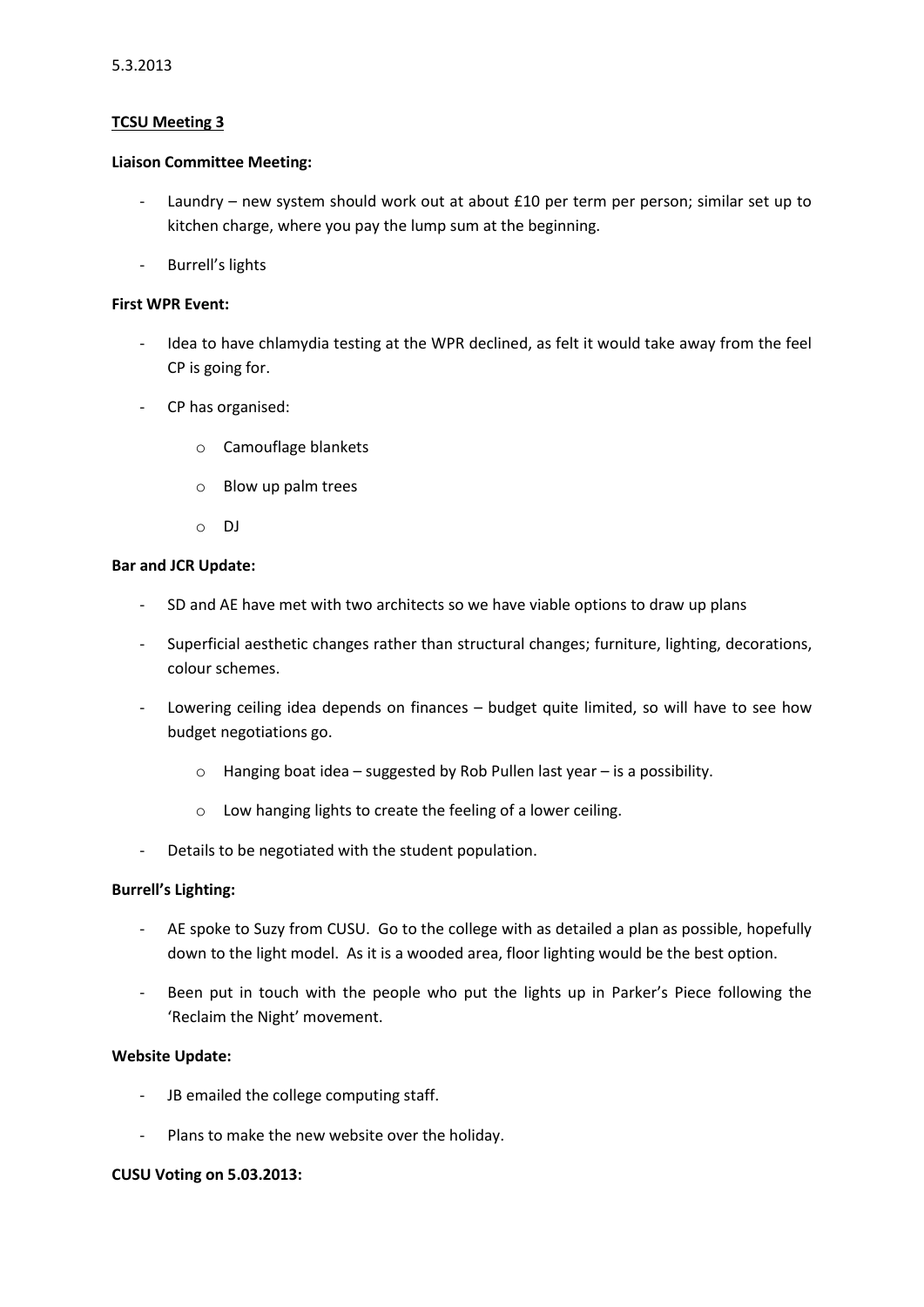5.3.2013

**TCSU Meeting 3**

**Liaison Committee Meeting:**

- Laundry – new system should work out at about £10 per term per person; similar set up to kitchen charge, where you pay the lump sum at the beginning.
- Burrell's lights

**First WPR Event:**

- Idea to have chlamydia testing at the WPR declined, as felt it would take away from the feel CP is going for.
- CP has organised:
  - Camouflage blankets
  - Blow up palm trees
  - DJ

**Bar and JCR Update:**

- SD and AE have met with two architects so we have viable options to draw up plans
- Superficial aesthetic changes rather than structural changes; furniture, lighting, decorations, colour schemes.
- Lowering ceiling idea depends on finances – budget quite limited, so will have to see how budget negotiations go.
  - Hanging boat idea – suggested by Rob Pullen last year – is a possibility.
  - Low hanging lights to create the feeling of a lower ceiling.
- Details to be negotiated with the student population.

**Burrell's Lighting:**

- AE spoke to Suzy from CUSU. Go to the college with as detailed a plan as possible, hopefully down to the light model. As it is a wooded area, floor lighting would be the best option.
- Been put in touch with the people who put the lights up in Parker's Piece following the 'Reclaim the Night' movement.

**Website Update:**

- JB emailed the college computing staff.
- Plans to make the new website over the holiday.

**CUSU Voting on 5.03.2013:**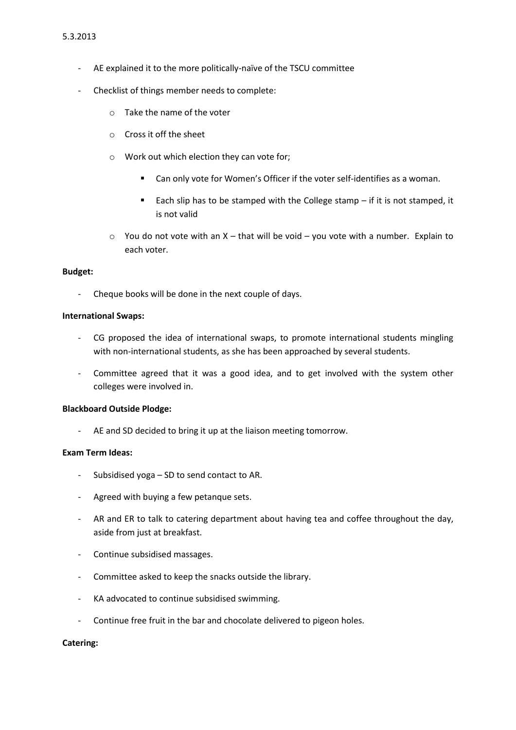- AE explained it to the more politically-naïve of the TSCU committee
- Checklist of things member needs to complete:
    - Take the name of the voter
    - Cross it off the sheet
    - Work out which election they can vote for;
        - Can only vote for Women's Officer if the voter self-identifies as a woman.
        - Each slip has to be stamped with the College stamp – if it is not stamped, it is not valid
    - You do not vote with an X – that will be void – you vote with a number. Explain to each voter.

**Budget:**

- Cheque books will be done in the next couple of days.

**International Swaps:**

- CG proposed the idea of international swaps, to promote international students mingling with non-international students, as she has been approached by several students.
- Committee agreed that it was a good idea, and to get involved with the system other colleges were involved in.

**Blackboard Outside Plodge:**

- AE and SD decided to bring it up at the liaison meeting tomorrow.

**Exam Term Ideas:**

- Subsidised yoga – SD to send contact to AR.
- Agreed with buying a few petanque sets.
- AR and ER to talk to catering department about having tea and coffee throughout the day, aside from just at breakfast.
- Continue subsidised massages.
- Committee asked to keep the snacks outside the library.
- KA advocated to continue subsidised swimming.
- Continue free fruit in the bar and chocolate delivered to pigeon holes.

**Catering:**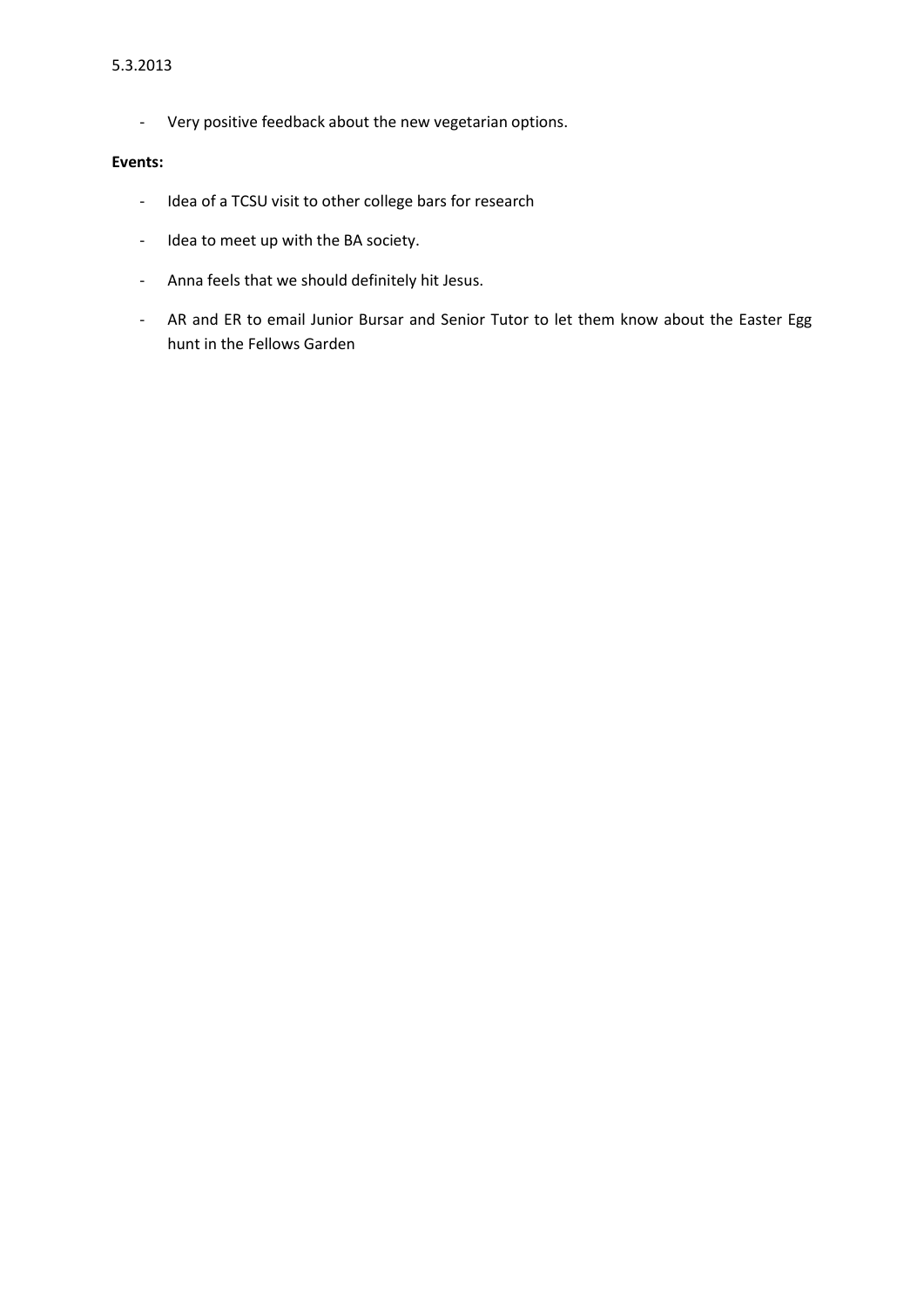- Very positive feedback about the new vegetarian options.

**Events:**

- Idea of a TCSU visit to other college bars for research
- Idea to meet up with the BA society.
- Anna feels that we should definitely hit Jesus.
- AR and ER to email Junior Bursar and Senior Tutor to let them know about the Easter Egg hunt in the Fellows Garden